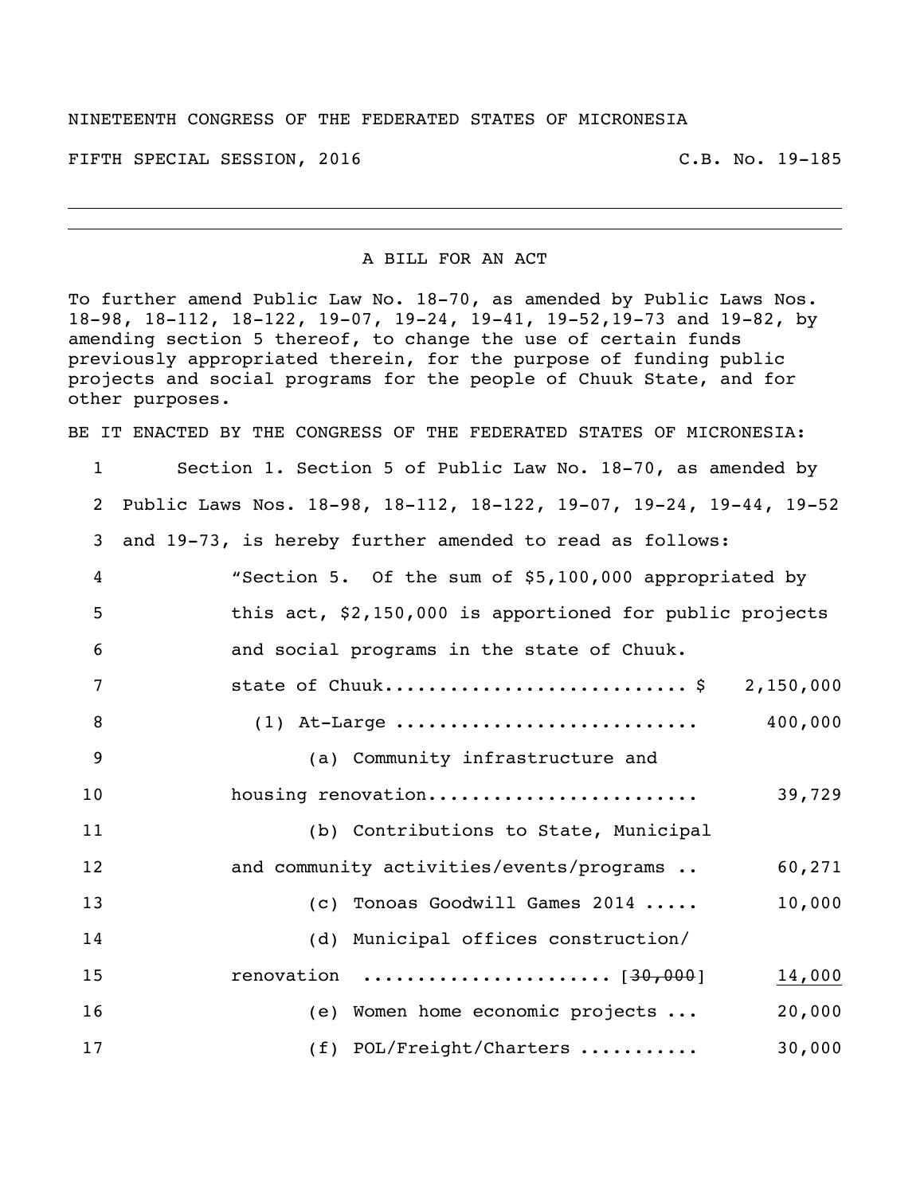NINETEENTH CONGRESS OF THE FEDERATED STATES OF MICRONESIA

FIFTH SPECIAL SESSION, 2016 C.B. No. 19-185

---

A BILL FOR AN ACT

To further amend Public Law No. 18-70, as amended by Public Laws Nos. 18-98, 18-112, 18-122, 19-07, 19-24, 19-41, 19-52,19-73 and 19-82, by amending section 5 thereof, to change the use of certain funds previously appropriated therein, for the purpose of funding public projects and social programs for the people of Chuuk State, and for other purposes.

BE IT ENACTED BY THE CONGRESS OF THE FEDERATED STATES OF MICRONESIA:

1 Section 1. Section 5 of Public Law No. 18-70, as amended by
2 Public Laws Nos. 18-98, 18-112, 18-122, 19-07, 19-24, 19-44, 19-52
3 and 19-73, is hereby further amended to read as follows:
4 "Section 5. Of the sum of $5,100,000 appropriated by
5 this act, $2,150,000 is apportioned for public projects
6 and social programs in the state of Chuuk.
7 state of Chuuk........................... $ 2,150,000
8 (1) At-Large ........................... 400,000
9 (a) Community infrastructure and
10 housing renovation........................ 39,729
11 (b) Contributions to State, Municipal
12 and community activities/events/programs .. 60,271
13 (c) Tonoas Goodwill Games 2014 ..... 10,000
14 (d) Municipal offices construction/
15 renovation ...................... [~~30,000~~] 14,000
16 (e) Women home economic projects ... 20,000
17 (f) POL/Freight/Charters .......... 30,000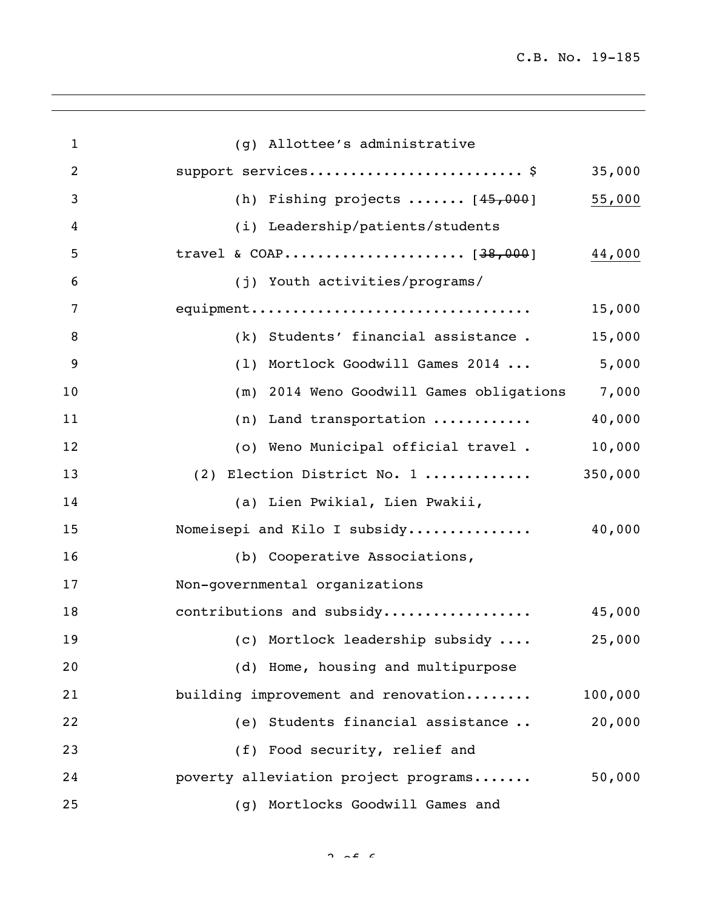| | | |
|---|---|---|
| 1 | (g) Allottee's administrative | |
| 2 | support services......................... $ | 35,000 |
| 3 | (h) Fishing projects ....... [~~45,000~~] | <u>55,000</u> |
| 4 | (i) Leadership/patients/students | |
| 5 | travel & COAP..................... [~~38,000~~] | <u>44,000</u> |
| 6 | (j) Youth activities/programs/ | |
| 7 | equipment................................ | 15,000 |
| 8 | (k) Students' financial assistance . | 15,000 |
| 9 | (l) Mortlock Goodwill Games 2014 ... | 5,000 |
| 10 | (m) 2014 Weno Goodwill Games obligations | 7,000 |
| 11 | (n) Land transportation ........... | 40,000 |
| 12 | (o) Weno Municipal official travel . | 10,000 |
| 13 | (2) Election District No. 1 ............ | 350,000 |
| 14 | (a) Lien Pwikial, Lien Pwakii, | |
| 15 | Nomeisepi and Kilo I subsidy.............. | 40,000 |
| 16 | (b) Cooperative Associations, | |
| 17 | Non-governmental organizations | |
| 18 | contributions and subsidy................. | 45,000 |
| 19 | (c) Mortlock leadership subsidy .... | 25,000 |
| 20 | (d) Home, housing and multipurpose | |
| 21 | building improvement and renovation........ | 100,000 |
| 22 | (e) Students financial assistance .. | 20,000 |
| 23 | (f) Food security, relief and | |
| 24 | poverty alleviation project programs....... | 50,000 |
| 25 | (g) Mortlocks Goodwill Games and | |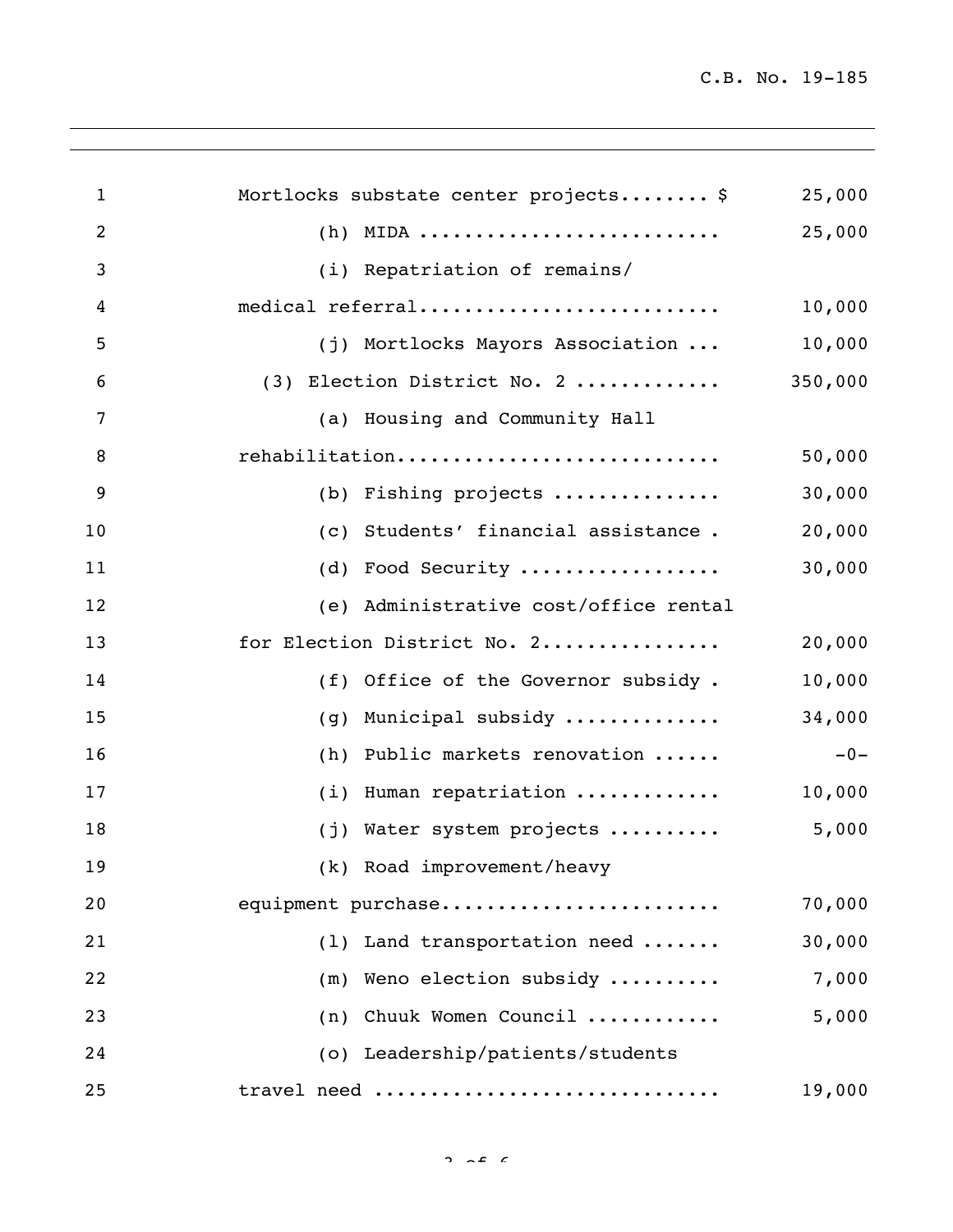Mortlocks substate center projects........ $ 25,000

(h) MIDA .......................... 25,000

(i) Repatriation of remains/
medical referral.......................... 10,000

(j) Mortlocks Mayors Association ... 10,000

(3) Election District No. 2 ............ 350,000

(a) Housing and Community Hall
rehabilitation............................ 50,000

(b) Fishing projects ............... 30,000

(c) Students' financial assistance . 20,000

(d) Food Security .................. 30,000

(e) Administrative cost/office rental
for Election District No. 2................ 20,000

(f) Office of the Governor subsidy . 10,000

(g) Municipal subsidy .............. 34,000

(h) Public markets renovation ...... -0-

(i) Human repatriation ............. 10,000

(j) Water system projects .......... 5,000

(k) Road improvement/heavy
equipment purchase........................ 70,000

(l) Land transportation need ....... 30,000

(m) Weno election subsidy .......... 7,000

(n) Chuuk Women Council ............ 5,000

(o) Leadership/patients/students
travel need .............................. 19,000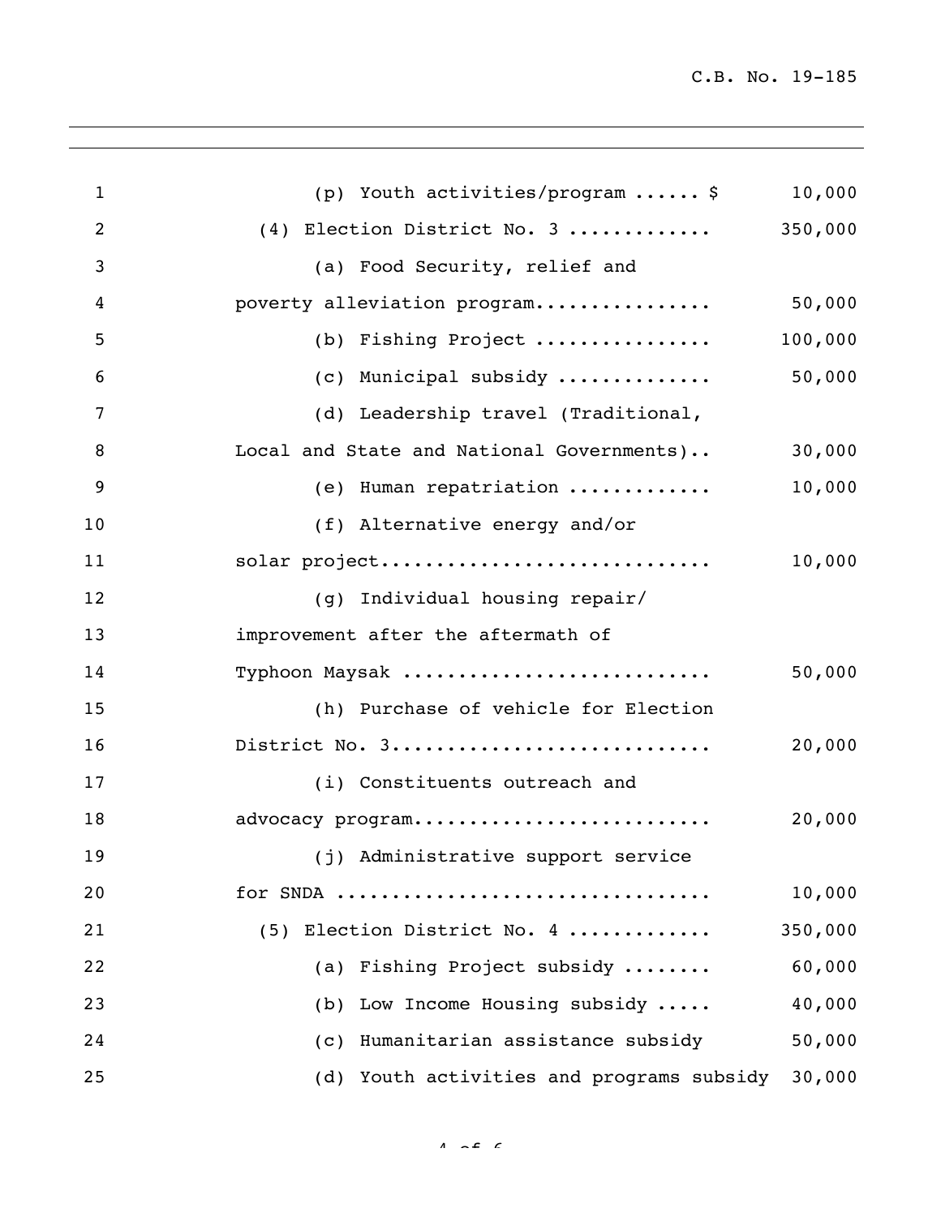(p) Youth activities/program ...... $ 10,000

(4) Election District No. 3 ............ 350,000

(a) Food Security, relief and poverty alleviation program................ 50,000

(b) Fishing Project ................ 100,000

(c) Municipal subsidy ............. 50,000

(d) Leadership travel (Traditional, Local and State and National Governments).. 30,000

(e) Human repatriation ............ 10,000

(f) Alternative energy and/or solar project............................ 10,000

(g) Individual housing repair/ improvement after the aftermath of Typhoon Maysak .......................... 50,000

(h) Purchase of vehicle for Election District No. 3............................ 20,000

(i) Constituents outreach and advocacy program.......................... 20,000

(j) Administrative support service for SNDA ................................ 10,000

(5) Election District No. 4 ............ 350,000

(a) Fishing Project subsidy ........ 60,000

(b) Low Income Housing subsidy ..... 40,000

(c) Humanitarian assistance subsidy 50,000

(d) Youth activities and programs subsidy 30,000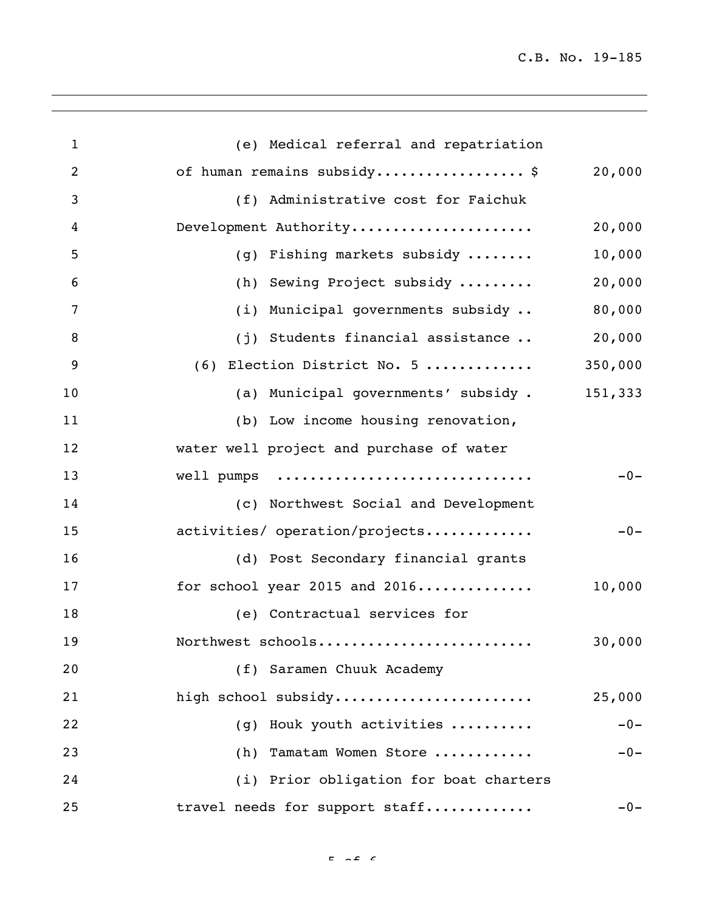(e) Medical referral and repatriation of human remains subsidy................. $ 20,000

(f) Administrative cost for Faichuk Development Authority..................... 20,000

(g) Fishing markets subsidy ........ 10,000

(h) Sewing Project subsidy ......... 20,000

(i) Municipal governments subsidy .. 80,000

(j) Students financial assistance .. 20,000

(6) Election District No. 5 ............ 350,000

(a) Municipal governments' subsidy . 151,333

(b) Low income housing renovation, water well project and purchase of water well pumps .............................. -0-

(c) Northwest Social and Development activities/ operation/projects............ -0-

(d) Post Secondary financial grants for school year 2015 and 2016............. 10,000

(e) Contractual services for Northwest schools......................... 30,000

(f) Saramen Chuuk Academy high school subsidy....................... 25,000

(g) Houk youth activities .......... -0-

(h) Tamatam Women Store ........... -0-

(i) Prior obligation for boat charters travel needs for support staff............ -0-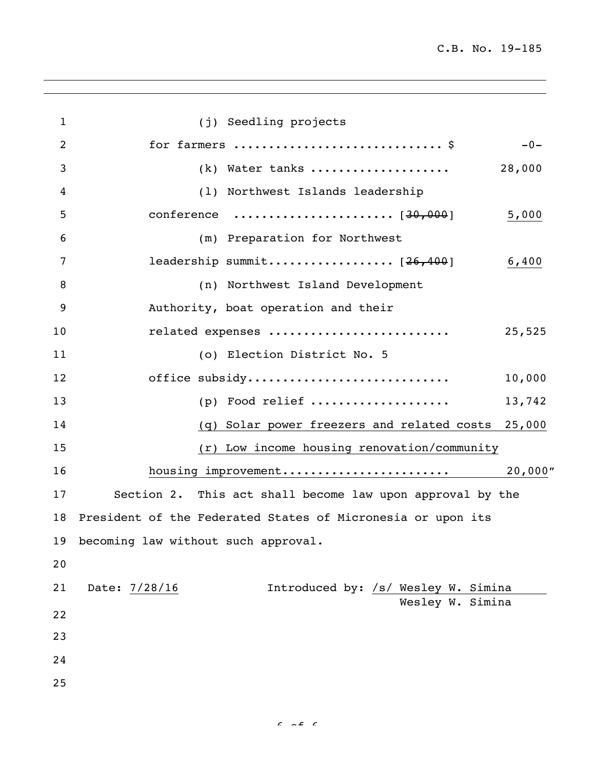(j) Seedling projects for farmers ............................. $ -0-

(k) Water tanks .................... 28,000

(l) Northwest Islands leadership conference ...................... [~~30,000~~] 5,000

(m) Preparation for Northwest leadership summit.................. [~~26,400~~] 6,400

(n) Northwest Island Development Authority, boat operation and their related expenses ......................... 25,525

(o) Election District No. 5 office subsidy............................ 10,000

(p) Food relief .................... 13,742

(q) Solar power freezers and related costs 25,000

(r) Low income housing renovation/community housing improvement....................... 20,000"

Section 2. This act shall become law upon approval by the President of the Federated States of Micronesia or upon its becoming law without such approval.

Date: 7/28/16 Introduced by: /s/ Wesley W. Simina
Wesley W. Simina